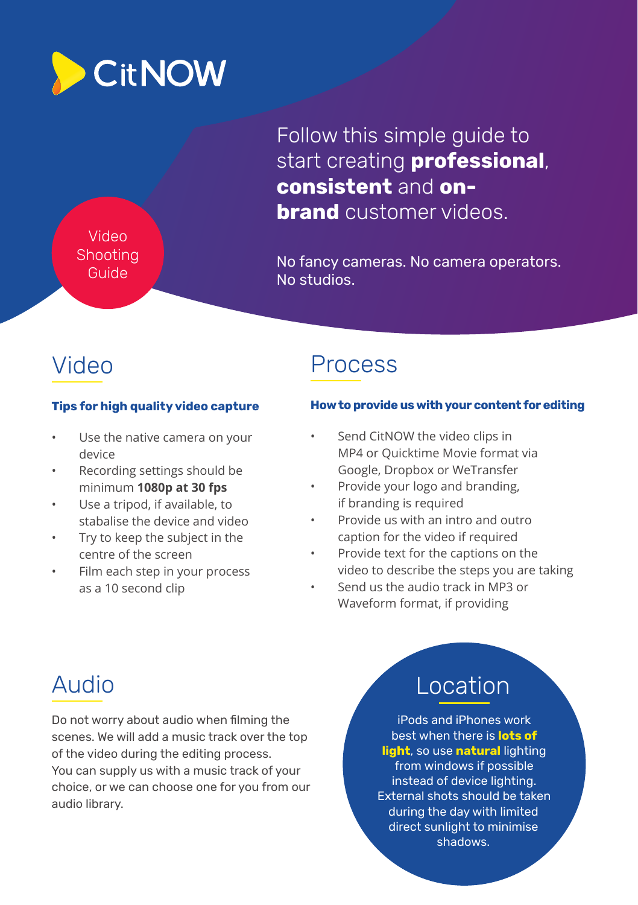# CitNOW

Video Shooting Guide

Follow this simple guide to start creating **professional**, **consistent** and **on-brand** customer videos.

No fancy cameras. No camera operators. No studios.

## Video

### Tips for high quality video capture

- Use the native camera on your device
- Recording settings should be minimum **1080p at 30 fps**
- Use a tripod, if available, to stabalise the device and video
- Try to keep the subject in the centre of the screen
- Film each step in your process as a 10 second clip

## Process

### How to provide us with your content for editing

- Send CitNOW the video clips in MP4 or Quicktime Movie format via Google, Dropbox or WeTransfer
- Provide your logo and branding, if branding is required
- Provide us with an intro and outro caption for the video if required
- Provide text for the captions on the video to describe the steps you are taking
- Send us the audio track in MP3 or Waveform format, if providing

## Audio

Do not worry about audio when filming the scenes. We will add a music track over the top of the video during the editing process. You can supply us with a music track of your choice, or we can choose one for you from our audio library.

## Location

iPods and iPhones work best when there is **lots of light**, so use **natural** lighting from windows if possible instead of device lighting. External shots should be taken during the day with limited direct sunlight to minimise shadows.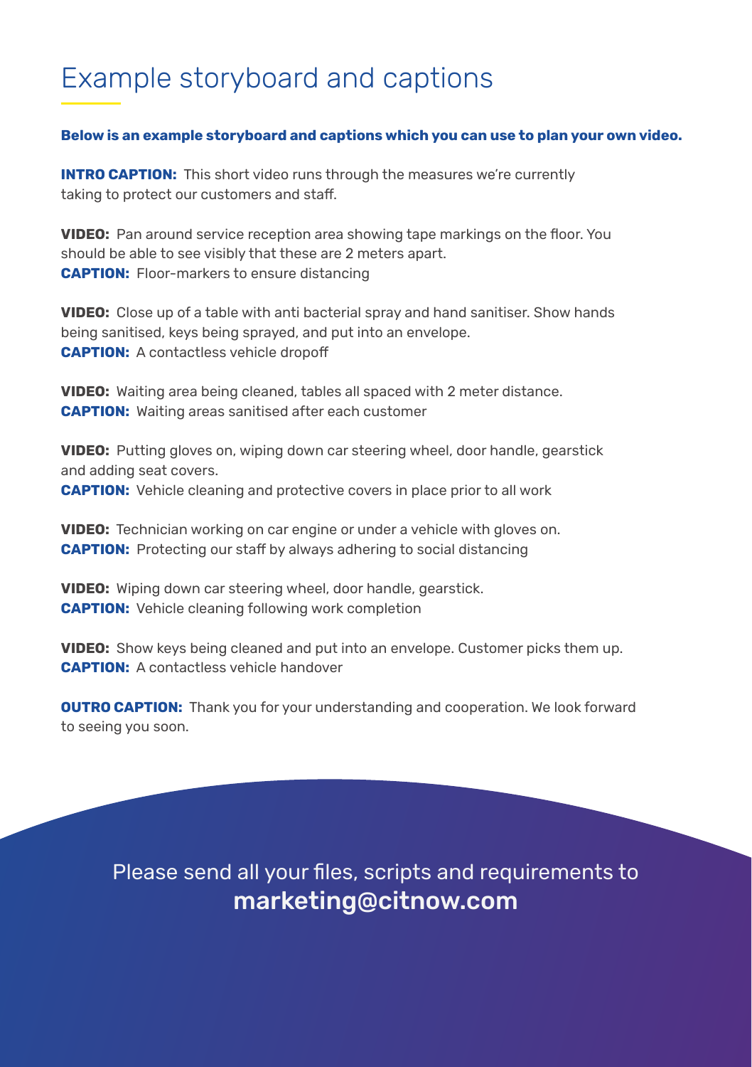# Example storyboard and captions

**Below is an example storyboard and captions which you can use to plan your own video.**

**INTRO CAPTION:** This short video runs through the measures we're currently taking to protect our customers and staff.

**VIDEO:** Pan around service reception area showing tape markings on the floor. You should be able to see visibly that these are 2 meters apart.
**CAPTION:** Floor-markers to ensure distancing

**VIDEO:** Close up of a table with anti bacterial spray and hand sanitiser. Show hands being sanitised, keys being sprayed, and put into an envelope.
**CAPTION:** A contactless vehicle dropoff

**VIDEO:** Waiting area being cleaned, tables all spaced with 2 meter distance.
**CAPTION:** Waiting areas sanitised after each customer

**VIDEO:** Putting gloves on, wiping down car steering wheel, door handle, gearstick and adding seat covers.
**CAPTION:** Vehicle cleaning and protective covers in place prior to all work

**VIDEO:** Technician working on car engine or under a vehicle with gloves on.
**CAPTION:** Protecting our staff by always adhering to social distancing

**VIDEO:** Wiping down car steering wheel, door handle, gearstick.
**CAPTION:** Vehicle cleaning following work completion

**VIDEO:** Show keys being cleaned and put into an envelope. Customer picks them up.
**CAPTION:** A contactless vehicle handover

**OUTRO CAPTION:** Thank you for your understanding and cooperation. We look forward to seeing you soon.

Please send all your files, scripts and requirements to
**marketing@citnow.com**